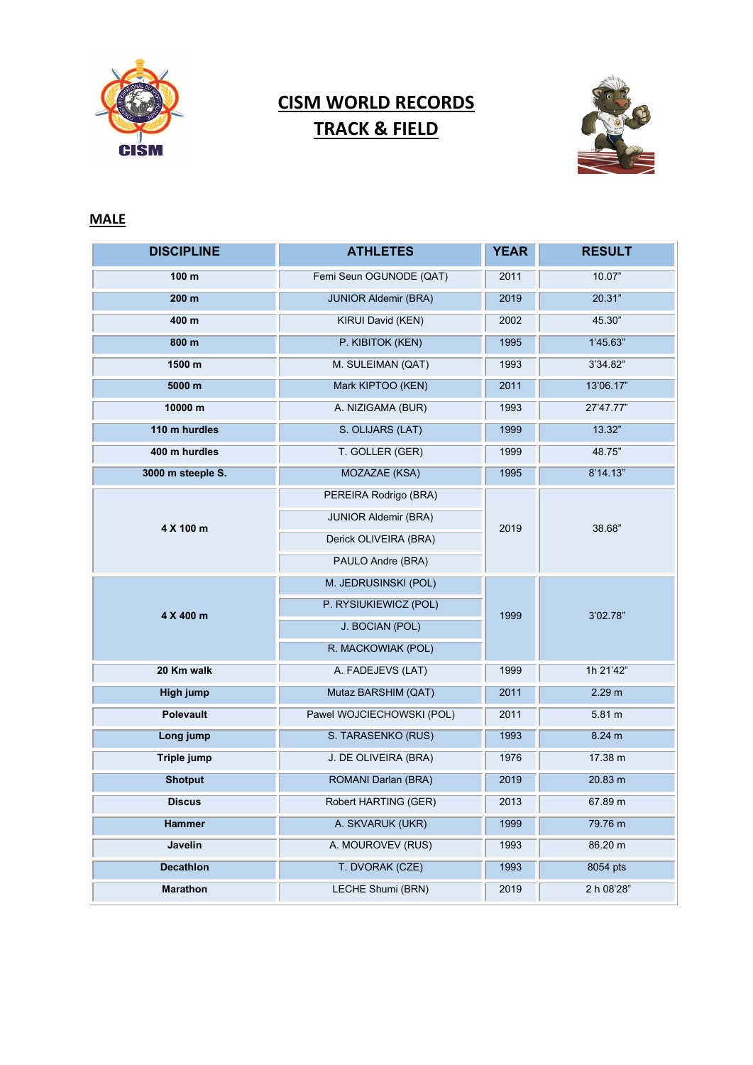# CISM WORLD RECORDS
# TRACK & FIELD

## MALE

| DISCIPLINE | ATHLETES | YEAR | RESULT |
|---|---|---|---|
| **100 m** | Femi Seun OGUNODE (QAT) | 2011 | 10.07" |
| **200 m** | JUNIOR Aldemir (BRA) | 2019 | 20.31" |
| **400 m** | KIRUI David (KEN) | 2002 | 45.30" |
| **800 m** | P. KIBITOK (KEN) | 1995 | 1'45.63" |
| **1500 m** | M. SULEIMAN (QAT) | 1993 | 3'34.82" |
| **5000 m** | Mark KIPTOO (KEN) | 2011 | 13'06.17" |
| **10000 m** | A. NIZIGAMA (BUR) | 1993 | 27'47.77" |
| **110 m hurdles** | S. OLIJARS (LAT) | 1999 | 13.32" |
| **400 m hurdles** | T. GOLLER (GER) | 1999 | 48.75" |
| **3000 m steeple S.** | MOZAZAE (KSA) | 1995 | 8'14.13" |
| **4 X 100 m** | PEREIRA Rodrigo (BRA)<br>JUNIOR Aldemir (BRA)<br>Derick OLIVEIRA (BRA)<br>PAULO Andre (BRA) | 2019 | 38.68" |
| **4 X 400 m** | M. JEDRUSINSKI (POL)<br>P. RYSIUKIEWICZ (POL)<br>J. BOCIAN (POL)<br>R. MACKOWIAK (POL) | 1999 | 3'02.78" |
| **20 Km walk** | A. FADEJEVS (LAT) | 1999 | 1h 21'42" |
| **High jump** | Mutaz BARSHIM (QAT) | 2011 | 2.29 m |
| **Polevault** | Pawel WOJCIECHOWSKI (POL) | 2011 | 5.81 m |
| **Long jump** | S. TARASENKO (RUS) | 1993 | 8.24 m |
| **Triple jump** | J. DE OLIVEIRA (BRA) | 1976 | 17.38 m |
| **Shotput** | ROMANI Darlan (BRA) | 2019 | 20.83 m |
| **Discus** | Robert HARTING (GER) | 2013 | 67.89 m |
| **Hammer** | A. SKVARUK (UKR) | 1999 | 79.76 m |
| **Javelin** | A. MOUROVEV (RUS) | 1993 | 86.20 m |
| **Decathlon** | T. DVORAK (CZE) | 1993 | 8054 pts |
| **Marathon** | LECHE Shumi (BRN) | 2019 | 2 h 08'28" |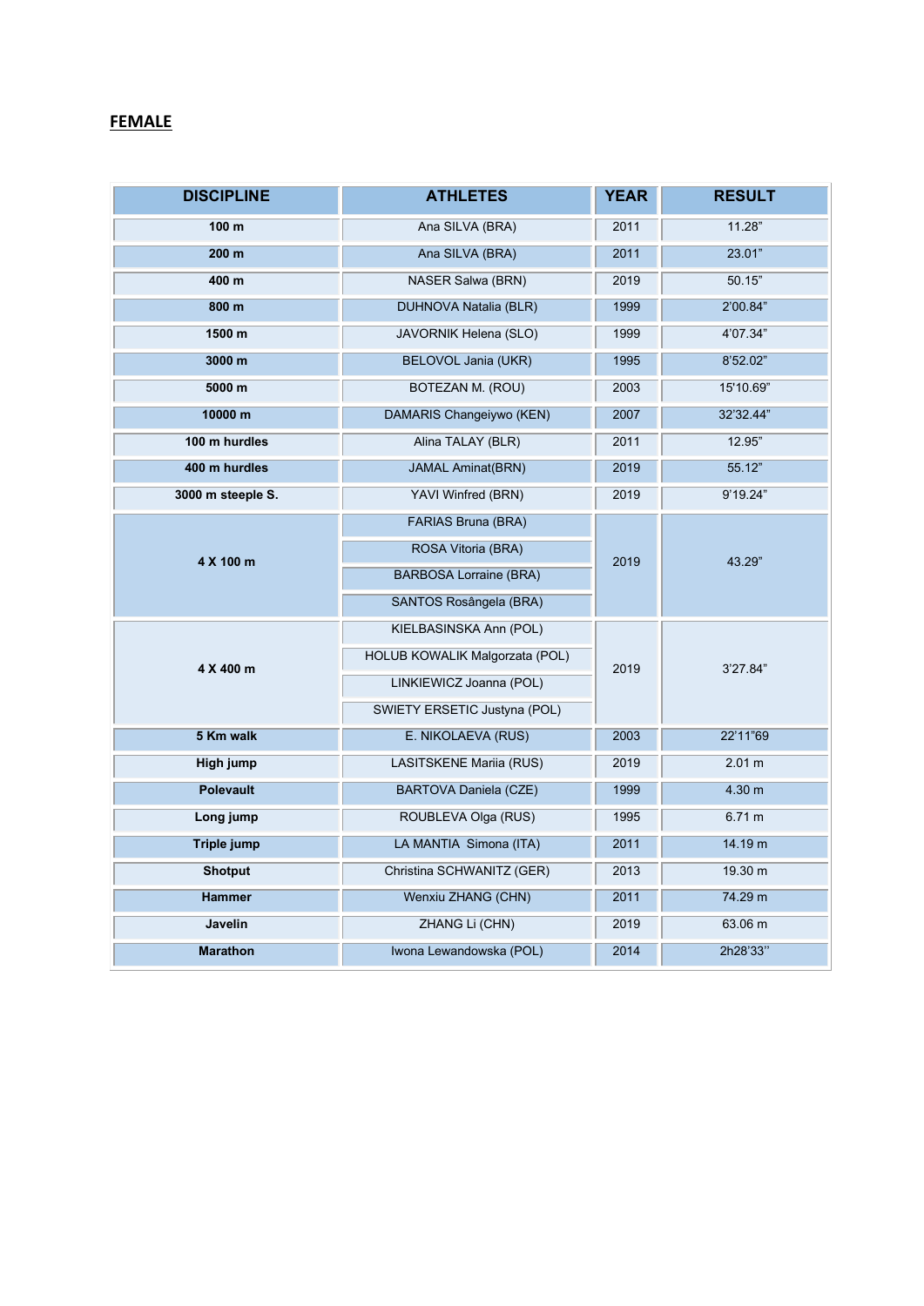## FEMALE

| DISCIPLINE | ATHLETES | YEAR | RESULT |
| --- | --- | --- | --- |
| 100 m | Ana SILVA (BRA) | 2011 | 11.28" |
| 200 m | Ana SILVA (BRA) | 2011 | 23.01" |
| 400 m | NASER Salwa (BRN) | 2019 | 50.15" |
| 800 m | DUHNOVA Natalia (BLR) | 1999 | 2'00.84" |
| 1500 m | JAVORNIK Helena (SLO) | 1999 | 4'07.34" |
| 3000 m | BELOVOL Jania (UKR) | 1995 | 8'52.02" |
| 5000 m | BOTEZAN M. (ROU) | 2003 | 15'10.69" |
| 10000 m | DAMARIS Changeiywo (KEN) | 2007 | 32'32.44" |
| 100 m hurdles | Alina TALAY (BLR) | 2011 | 12.95" |
| 400 m hurdles | JAMAL Aminat(BRN) | 2019 | 55.12" |
| 3000 m steeple S. | YAVI Winfred (BRN) | 2019 | 9'19.24" |
| 4 X 100 m | FARIAS Bruna (BRA)<br>ROSA Vitoria (BRA)<br>BARBOSA Lorraine (BRA)<br>SANTOS Rosângela (BRA) | 2019 | 43.29" |
| 4 X 400 m | KIELBASINSKA Ann (POL)<br>HOLUB KOWALIK Malgorzata (POL)<br>LINKIEWICZ Joanna (POL)<br>SWIETY ERSETIC Justyna (POL) | 2019 | 3'27.84" |
| 5 Km walk | E. NIKOLAEVA (RUS) | 2003 | 22'11"69 |
| High jump | LASITSKENE Mariia (RUS) | 2019 | 2.01 m |
| Polevault | BARTOVA Daniela (CZE) | 1999 | 4.30 m |
| Long jump | ROUBLEVA Olga (RUS) | 1995 | 6.71 m |
| Triple jump | LA MANTIA Simona (ITA) | 2011 | 14.19 m |
| Shotput | Christina SCHWANITZ (GER) | 2013 | 19.30 m |
| Hammer | Wenxiu ZHANG (CHN) | 2011 | 74.29 m |
| Javelin | ZHANG Li (CHN) | 2019 | 63.06 m |
| Marathon | Iwona Lewandowska (POL) | 2014 | 2h28'33" |